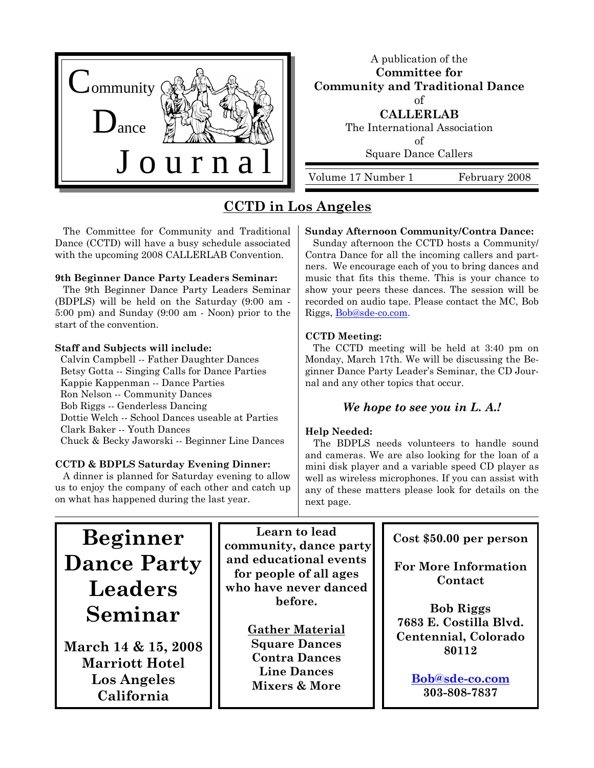# Community Dance Journal

A publication of the
**Committee for Community and Traditional Dance**
of
**CALLERLAB**
The International Association of Square Dance Callers

Volume 17 Number 1 February 2008

## CCTD in Los Angeles

The Committee for Community and Traditional Dance (CCTD) will have a busy schedule associated with the upcoming 2008 CALLERLAB Convention.

**9th Beginner Dance Party Leaders Seminar:**
The 9th Beginner Dance Party Leaders Seminar (BDPLS) will be held on the Saturday (9:00 am - 5:00 pm) and Sunday (9:00 am - Noon) prior to the start of the convention.

**Staff and Subjects will include:**
Calvin Campbell -- Father Daughter Dances
Betsy Gotta -- Singing Calls for Dance Parties
Kappie Kappenman -- Dance Parties
Ron Nelson -- Community Dances
Bob Riggs -- Genderless Dancing
Dottie Welch -- School Dances useable at Parties
Clark Baker -- Youth Dances
Chuck & Becky Jaworski -- Beginner Line Dances

**CCTD & BDPLS Saturday Evening Dinner:**
A dinner is planned for Saturday evening to allow us to enjoy the company of each other and catch up on what has happened during the last year.

**Sunday Afternoon Community/Contra Dance:**
Sunday afternoon the CCTD hosts a Community/Contra Dance for all the incoming callers and partners. We encourage each of you to bring dances and music that fits this theme. This is your chance to show your peers these dances. The session will be recorded on audio tape. Please contact the MC, Bob Riggs, Bob@sde-co.com.

**CCTD Meeting:**
The CCTD meeting will be held at 3:40 pm on Monday, March 17th. We will be discussing the Beginner Dance Party Leader's Seminar, the CD Journal and any other topics that occur.

***We hope to see you in L. A.!***

**Help Needed:**
The BDPLS needs volunteers to handle sound and cameras. We are also looking for the loan of a mini disk player and a variable speed CD player as well as wireless microphones. If you can assist with any of these matters please look for details on the next page.

---

# Beginner Dance Party Leaders Seminar

**March 14 & 15, 2008**
**Marriott Hotel**
**Los Angeles**
**California**

**Learn to lead community, dance party and educational events for people of all ages who have never danced before.**

**Gather Material**
**Square Dances**
**Contra Dances**
**Line Dances**
**Mixers & More**

**Cost $50.00 per person**

**For More Information Contact**

**Bob Riggs**
**7683 E. Costilla Blvd.**
**Centennial, Colorado**
**80112**

**Bob@sde-co.com**
**303-808-7837**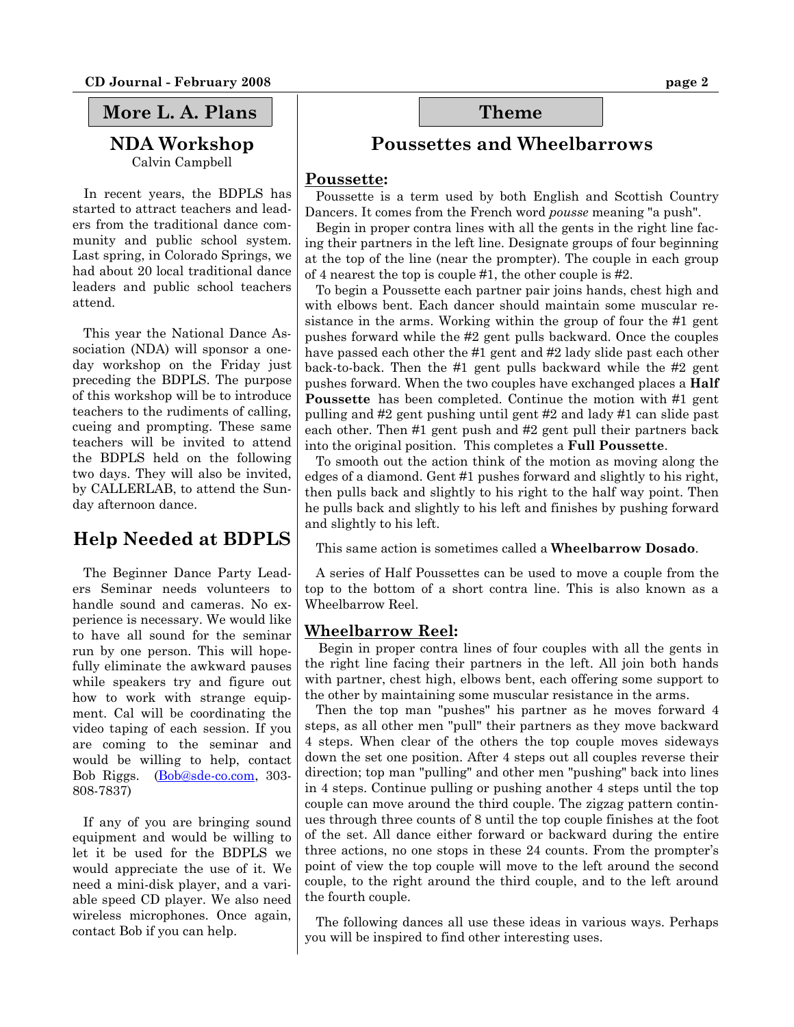## More L. A. Plans

### NDA Workshop

Calvin Campbell

In recent years, the BDPLS has started to attract teachers and leaders from the traditional dance community and public school system. Last spring, in Colorado Springs, we had about 20 local traditional dance leaders and public school teachers attend.

This year the National Dance Association (NDA) will sponsor a one-day workshop on the Friday just preceding the BDPLS. The purpose of this workshop will be to introduce teachers to the rudiments of calling, cueing and prompting. These same teachers will be invited to attend the BDPLS held on the following two days. They will also be invited, by CALLERLAB, to attend the Sunday afternoon dance.

## Help Needed at BDPLS

The Beginner Dance Party Leaders Seminar needs volunteers to handle sound and cameras. No experience is necessary. We would like to have all sound for the seminar run by one person. This will hopefully eliminate the awkward pauses while speakers try and figure out how to work with strange equipment. Cal will be coordinating the video taping of each session. If you are coming to the seminar and would be willing to help, contact Bob Riggs. (Bob@sde-co.com, 303-808-7837)

If any of you are bringing sound equipment and would be willing to let it be used for the BDPLS we would appreciate the use of it. We need a mini-disk player, and a variable speed CD player. We also need wireless microphones. Once again, contact Bob if you can help.

## Theme

### Poussettes and Wheelbarrows

**Poussette:**

Poussette is a term used by both English and Scottish Country Dancers. It comes from the French word *pousse* meaning "a push".

Begin in proper contra lines with all the gents in the right line facing their partners in the left line. Designate groups of four beginning at the top of the line (near the prompter). The couple in each group of 4 nearest the top is couple #1, the other couple is #2.

To begin a Poussette each partner pair joins hands, chest high and with elbows bent. Each dancer should maintain some muscular resistance in the arms. Working within the group of four the #1 gent pushes forward while the #2 gent pulls backward. Once the couples have passed each other the #1 gent and #2 lady slide past each other back-to-back. Then the #1 gent pulls backward while the #2 gent pushes forward. When the two couples have exchanged places a **Half Poussette** has been completed. Continue the motion with #1 gent pulling and #2 gent pushing until gent #2 and lady #1 can slide past each other. Then #1 gent push and #2 gent pull their partners back into the original position. This completes a **Full Poussette**.

To smooth out the action think of the motion as moving along the edges of a diamond. Gent #1 pushes forward and slightly to his right, then pulls back and slightly to his right to the half way point. Then he pulls back and slightly to his left and finishes by pushing forward and slightly to his left.

This same action is sometimes called a **Wheelbarrow Dosado**.

A series of Half Poussettes can be used to move a couple from the top to the bottom of a short contra line. This is also known as a Wheelbarrow Reel.

**Wheelbarrow Reel:**

Begin in proper contra lines of four couples with all the gents in the right line facing their partners in the left. All join both hands with partner, chest high, elbows bent, each offering some support to the other by maintaining some muscular resistance in the arms.

Then the top man "pushes" his partner as he moves forward 4 steps, as all other men "pull" their partners as they move backward 4 steps. When clear of the others the top couple moves sideways down the set one position. After 4 steps out all couples reverse their direction; top man "pulling" and other men "pushing" back into lines in 4 steps. Continue pulling or pushing another 4 steps until the top couple can move around the third couple. The zigzag pattern continues through three counts of 8 until the top couple finishes at the foot of the set. All dance either forward or backward during the entire three actions, no one stops in these 24 counts. From the prompter's point of view the top couple will move to the left around the second couple, to the right around the third couple, and to the left around the fourth couple.

The following dances all use these ideas in various ways. Perhaps you will be inspired to find other interesting uses.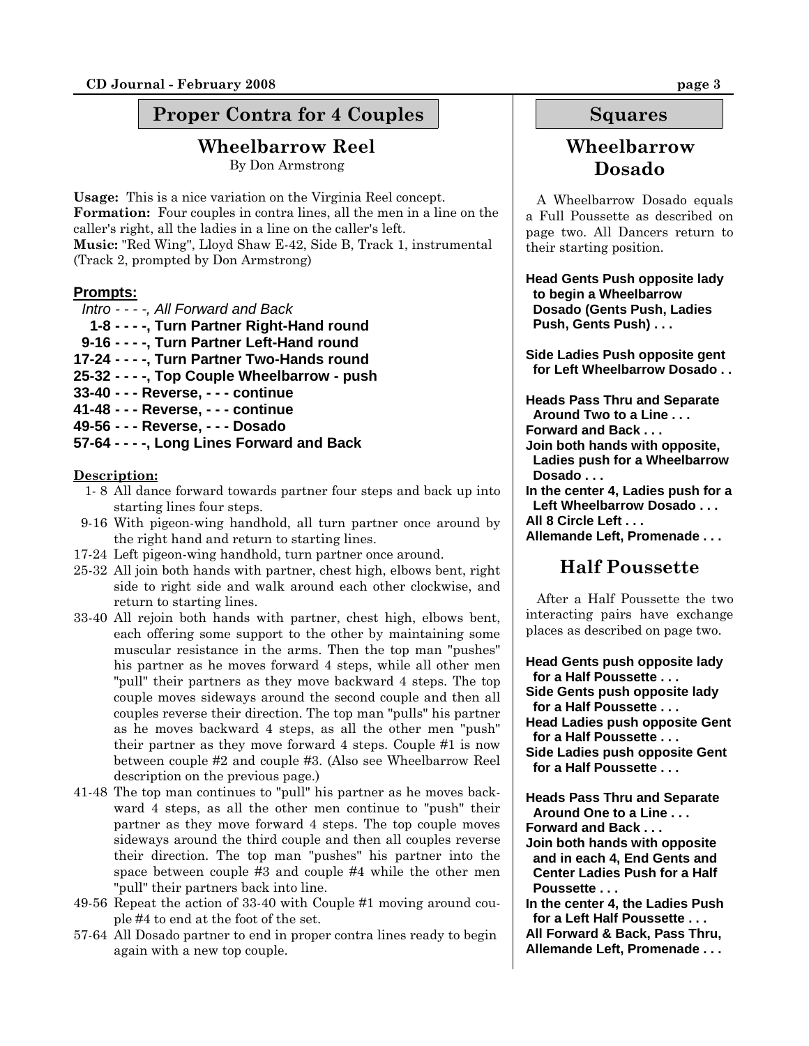## Proper Contra for 4 Couples

### Wheelbarrow Reel

By Don Armstrong

**Usage:** This is a nice variation on the Virginia Reel concept.
**Formation:** Four couples in contra lines, all the men in a line on the caller's right, all the ladies in a line on the caller's left.
**Music:** "Red Wing", Lloyd Shaw E-42, Side B, Track 1, instrumental (Track 2, prompted by Don Armstrong)

**Prompts:**

*Intro - - - -, All Forward and Back*
**1-8 - - - -, Turn Partner Right-Hand round**
**9-16 - - - -, Turn Partner Left-Hand round**
**17-24 - - - -, Turn Partner Two-Hands round**
**25-32 - - - -, Top Couple Wheelbarrow - push**
**33-40 - - - Reverse, - - - continue**
**41-48 - - - Reverse, - - - continue**
**49-56 - - - Reverse, - - - Dosado**
**57-64 - - - -, Long Lines Forward and Back**

**Description:**

1- 8 All dance forward towards partner four steps and back up into starting lines four steps.

9-16 With pigeon-wing handhold, all turn partner once around by the right hand and return to starting lines.

17-24 Left pigeon-wing handhold, turn partner once around.

25-32 All join both hands with partner, chest high, elbows bent, right side to right side and walk around each other clockwise, and return to starting lines.

33-40 All rejoin both hands with partner, chest high, elbows bent, each offering some support to the other by maintaining some muscular resistance in the arms. Then the top man "pushes" his partner as he moves forward 4 steps, while all other men "pull" their partners as they move backward 4 steps. The top couple moves sideways around the second couple and then all couples reverse their direction. The top man "pulls" his partner as he moves backward 4 steps, as all the other men "push" their partner as they move forward 4 steps. Couple #1 is now between couple #2 and couple #3. (Also see Wheelbarrow Reel description on the previous page.)

41-48 The top man continues to "pull" his partner as he moves backward 4 steps, as all the other men continue to "push" their partner as they move forward 4 steps. The top couple moves sideways around the third couple and then all couples reverse their direction. The top man "pushes" his partner into the space between couple #3 and couple #4 while the other men "pull" their partners back into line.

49-56 Repeat the action of 33-40 with Couple #1 moving around couple #4 to end at the foot of the set.

57-64 All Dosado partner to end in proper contra lines ready to begin again with a new top couple.

## Squares

### Wheelbarrow Dosado

A Wheelbarrow Dosado equals a Full Poussette as described on page two. All Dancers return to their starting position.

**Head Gents Push opposite lady to begin a Wheelbarrow Dosado (Gents Push, Ladies Push, Gents Push) . . .**

**Side Ladies Push opposite gent for Left Wheelbarrow Dosado . .**

**Heads Pass Thru and Separate Around Two to a Line . . .**
**Forward and Back . . .**
**Join both hands with opposite, Ladies push for a Wheelbarrow Dosado . . .**
**In the center 4, Ladies push for a Left Wheelbarrow Dosado . . .**
**All 8 Circle Left . . .**
**Allemande Left, Promenade . . .**

### Half Poussette

After a Half Poussette the two interacting pairs have exchange places as described on page two.

**Head Gents push opposite lady for a Half Poussette . . .**
**Side Gents push opposite lady for a Half Poussette . . .**
**Head Ladies push opposite Gent for a Half Poussette . . .**
**Side Ladies push opposite Gent for a Half Poussette . . .**

**Heads Pass Thru and Separate Around One to a Line . . .**
**Forward and Back . . .**
**Join both hands with opposite and in each 4, End Gents and Center Ladies Push for a Half Poussette . . .**
**In the center 4, the Ladies Push for a Left Half Poussette . . .**
**All Forward & Back, Pass Thru, Allemande Left, Promenade . . .**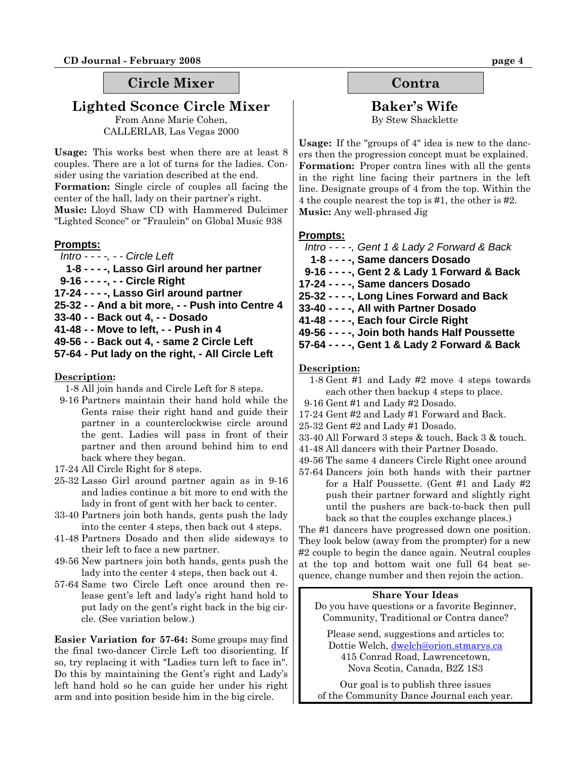## Circle Mixer

### Lighted Sconce Circle Mixer

From Anne Marie Cohen,
CALLERLAB, Las Vegas 2000

**Usage:** This works best when there are at least 8 couples. There are a lot of turns for the ladies. Consider using the variation described at the end.
**Formation:** Single circle of couples all facing the center of the hall, lady on their partner's right.
**Music:** Lloyd Shaw CD with Hammered Dulcimer "Lighted Sconce" or "Fraulein" on Global Music 938

**Prompts:**

*Intro - - - -, - - Circle Left*
**1-8 - - - -, Lasso Girl around her partner**
**9-16 - - - -, - - Circle Right**
**17-24 - - - -, Lasso Girl around partner**
**25-32 - - And a bit more, - - Push into Centre 4**
**33-40 - - Back out 4, - - Dosado**
**41-48 - - Move to left, - - Push in 4**
**49-56 - - Back out 4, - same 2 Circle Left**
**57-64 - Put lady on the right, - All Circle Left**

**Description:**

1-8 All join hands and Circle Left for 8 steps.
9-16 Partners maintain their hand hold while the Gents raise their right hand and guide their partner in a counterclockwise circle around the gent. Ladies will pass in front of their partner and then around behind him to end back where they began.
17-24 All Circle Right for 8 steps.
25-32 Lasso Girl around partner again as in 9-16 and ladies continue a bit more to end with the lady in front of gent with her back to center.
33-40 Partners join both hands, gents push the lady into the center 4 steps, then back out 4 steps.
41-48 Partners Dosado and then slide sideways to their left to face a new partner.
49-56 New partners join both hands, gents push the lady into the center 4 steps, then back out 4.
57-64 Same two Circle Left once around then release gent's left and lady's right hand hold to put lady on the gent's right back in the big circle. (See variation below.)

**Easier Variation for 57-64:** Some groups may find the final two-dancer Circle Left too disorienting. If so, try replacing it with "Ladies turn left to face in". Do this by maintaining the Gent's right and Lady's left hand hold so he can guide her under his right arm and into position beside him in the big circle.

## Contra

### Baker's Wife

By Stew Shacklette

**Usage:** If the "groups of 4" idea is new to the dancers then the progression concept must be explained.
**Formation:** Proper contra lines with all the gents in the right line facing their partners in the left line. Designate groups of 4 from the top. Within the 4 the couple nearest the top is #1, the other is #2.
**Music:** Any well-phrased Jig

**Prompts:**

*Intro - - - -, Gent 1 & Lady 2 Forward & Back*
**1-8 - - - -, Same dancers Dosado**
**9-16 - - - -, Gent 2 & Lady 1 Forward & Back**
**17-24 - - - -, Same dancers Dosado**
**25-32 - - - -, Long Lines Forward and Back**
**33-40 - - - -, All with Partner Dosado**
**41-48 - - - -, Each four Circle Right**
**49-56 - - - -, Join both hands Half Poussette**
**57-64 - - - -, Gent 1 & Lady 2 Forward & Back**

**Description:**

1-8 Gent #1 and Lady #2 move 4 steps towards each other then backup 4 steps to place.
9-16 Gent #1 and Lady #2 Dosado.
17-24 Gent #2 and Lady #1 Forward and Back.
25-32 Gent #2 and Lady #1 Dosado.
33-40 All Forward 3 steps & touch, Back 3 & touch.
41-48 All dancers with their Partner Dosado.
49-56 The same 4 dancers Circle Right once around
57-64 Dancers join both hands with their partner for a Half Poussette. (Gent #1 and Lady #2 push their partner forward and slightly right until the pushers are back-to-back then pull back so that the couples exchange places.)

The #1 dancers have progressed down one position. They look below (away from the prompter) for a new #2 couple to begin the dance again. Neutral couples at the top and bottom wait one full 64 beat sequence, change number and then rejoin the action.

**Share Your Ideas**

Do you have questions or a favorite Beginner, Community, Traditional or Contra dance?

Please send, suggestions and articles to:
Dottie Welch, dwelch@orion.stmarys.ca
415 Conrad Road, Lawrencetown,
Nova Scotia, Canada, B2Z 1S3

Our goal is to publish three issues of the Community Dance Journal each year.